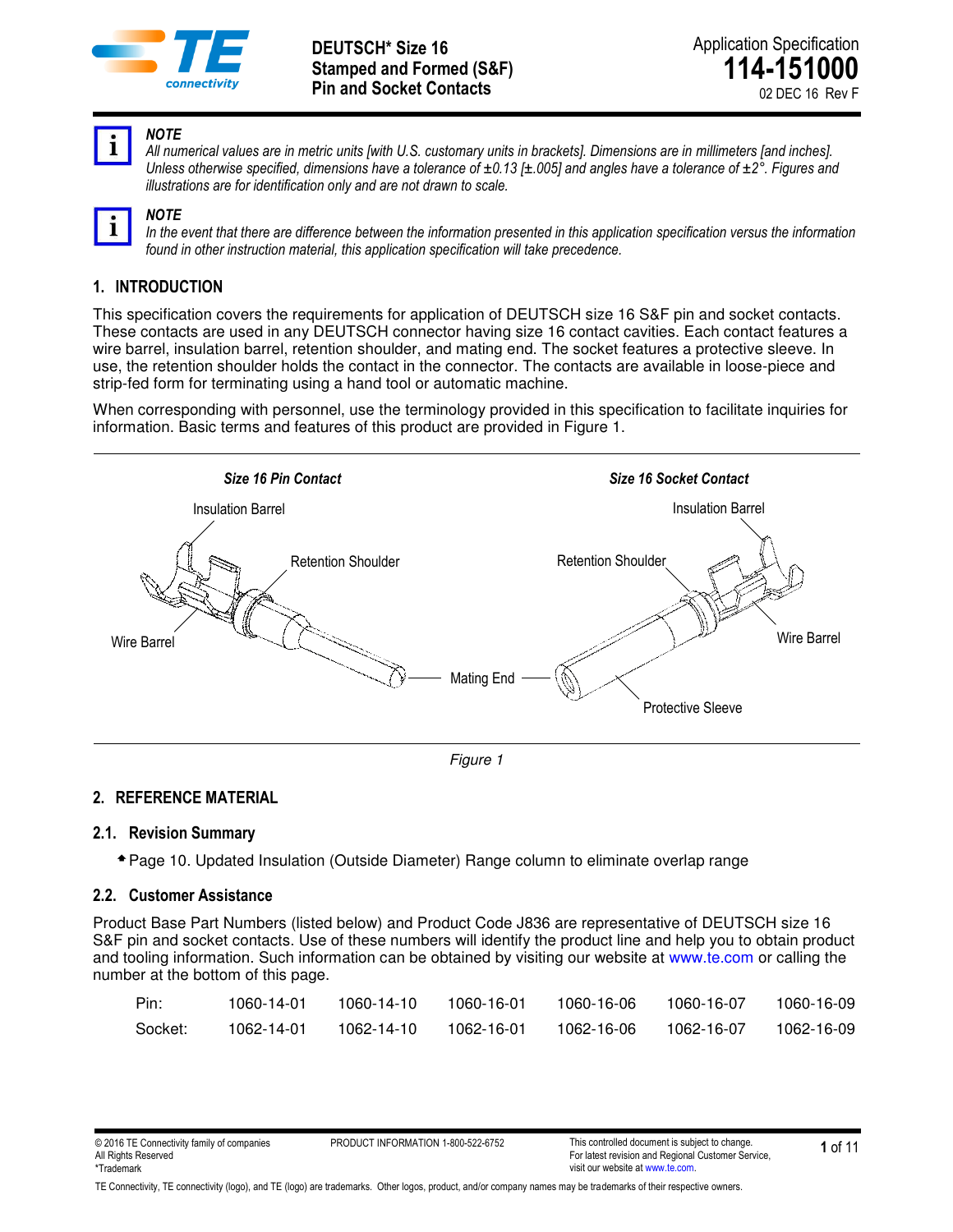# DEUTSCH* Size 16 Stamped and Formed (S&F) Pin and Socket Contacts

Application Specification
**114-151000**
02 DEC 16 Rev F

> **NOTE**
> *All numerical values are in metric units [with U.S. customary units in brackets]. Dimensions are in millimeters [and inches]. Unless otherwise specified, dimensions have a tolerance of ±0.13 [±.005] and angles have a tolerance of ±2°. Figures and illustrations are for identification only and are not drawn to scale.*

> **NOTE**
> *In the event that there are difference between the information presented in this application specification versus the information found in other instruction material, this application specification will take precedence.*

## 1. INTRODUCTION

This specification covers the requirements for application of DEUTSCH size 16 S&F pin and socket contacts. These contacts are used in any DEUTSCH connector having size 16 contact cavities. Each contact features a wire barrel, insulation barrel, retention shoulder, and mating end. The socket features a protective sleeve. In use, the retention shoulder holds the contact in the connector. The contacts are available in loose-piece and strip-fed form for terminating using a hand tool or automatic machine.

When corresponding with personnel, use the terminology provided in this specification to facilitate inquiries for information. Basic terms and features of this product are provided in Figure 1.

*Size 16 Pin Contact*: Insulation Barrel, Retention Shoulder, Wire Barrel, Mating End

*Size 16 Socket Contact*: Insulation Barrel, Retention Shoulder, Wire Barrel, Mating End, Protective Sleeve

*Figure 1*

## 2. REFERENCE MATERIAL

### 2.1. Revision Summary

- Page 10. Updated Insulation (Outside Diameter) Range column to eliminate overlap range

### 2.2. Customer Assistance

Product Base Part Numbers (listed below) and Product Code J836 are representative of DEUTSCH size 16 S&F pin and socket contacts. Use of these numbers will identify the product line and help you to obtain product and tooling information. Such information can be obtained by visiting our website at www.te.com or calling the number at the bottom of this page.

| | | | | | | |
|---|---|---|---|---|---|---|
| Pin: | 1060-14-01 | 1060-14-10 | 1060-16-01 | 1060-16-06 | 1060-16-07 | 1060-16-09 |
| Socket: | 1062-14-01 | 1062-14-10 | 1062-16-01 | 1062-16-06 | 1062-16-07 | 1062-16-09 |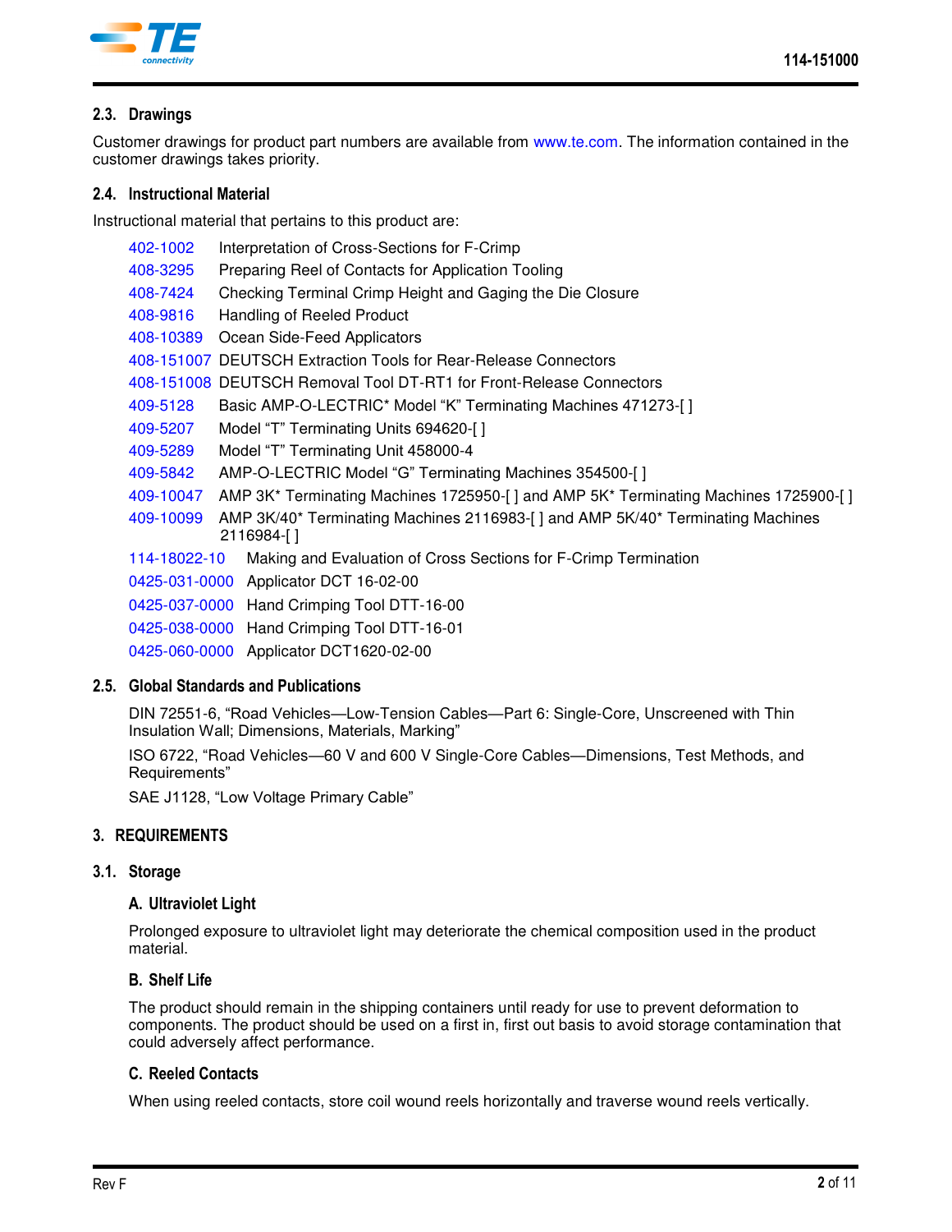### 2.3. Drawings

Customer drawings for product part numbers are available from www.te.com. The information contained in the customer drawings takes priority.

### 2.4. Instructional Material

Instructional material that pertains to this product are:

- 402-1002 Interpretation of Cross-Sections for F-Crimp
- 408-3295 Preparing Reel of Contacts for Application Tooling
- 408-7424 Checking Terminal Crimp Height and Gaging the Die Closure
- 408-9816 Handling of Reeled Product
- 408-10389 Ocean Side-Feed Applicators
- 408-151007 DEUTSCH Extraction Tools for Rear-Release Connectors
- 408-151008 DEUTSCH Removal Tool DT-RT1 for Front-Release Connectors
- 409-5128 Basic AMP-O-LECTRIC* Model “K” Terminating Machines 471273-[ ]
- 409-5207 Model “T” Terminating Units 694620-[ ]
- 409-5289 Model “T” Terminating Unit 458000-4
- 409-5842 AMP-O-LECTRIC Model “G” Terminating Machines 354500-[ ]
- 409-10047 AMP 3K* Terminating Machines 1725950-[ ] and AMP 5K* Terminating Machines 1725900-[ ]
- 409-10099 AMP 3K/40* Terminating Machines 2116983-[ ] and AMP 5K/40* Terminating Machines 2116984-[ ]
- 114-18022-10 Making and Evaluation of Cross Sections for F-Crimp Termination
- 0425-031-0000 Applicator DCT 16-02-00
- 0425-037-0000 Hand Crimping Tool DTT-16-00
- 0425-038-0000 Hand Crimping Tool DTT-16-01
- 0425-060-0000 Applicator DCT1620-02-00

### 2.5. Global Standards and Publications

DIN 72551-6, “Road Vehicles—Low-Tension Cables—Part 6: Single-Core, Unscreened with Thin Insulation Wall; Dimensions, Materials, Marking”

ISO 6722, “Road Vehicles—60 V and 600 V Single-Core Cables—Dimensions, Test Methods, and Requirements”

SAE J1128, “Low Voltage Primary Cable”

## 3. REQUIREMENTS

### 3.1. Storage

#### A. Ultraviolet Light

Prolonged exposure to ultraviolet light may deteriorate the chemical composition used in the product material.

#### B. Shelf Life

The product should remain in the shipping containers until ready for use to prevent deformation to components. The product should be used on a first in, first out basis to avoid storage contamination that could adversely affect performance.

#### C. Reeled Contacts

When using reeled contacts, store coil wound reels horizontally and traverse wound reels vertically.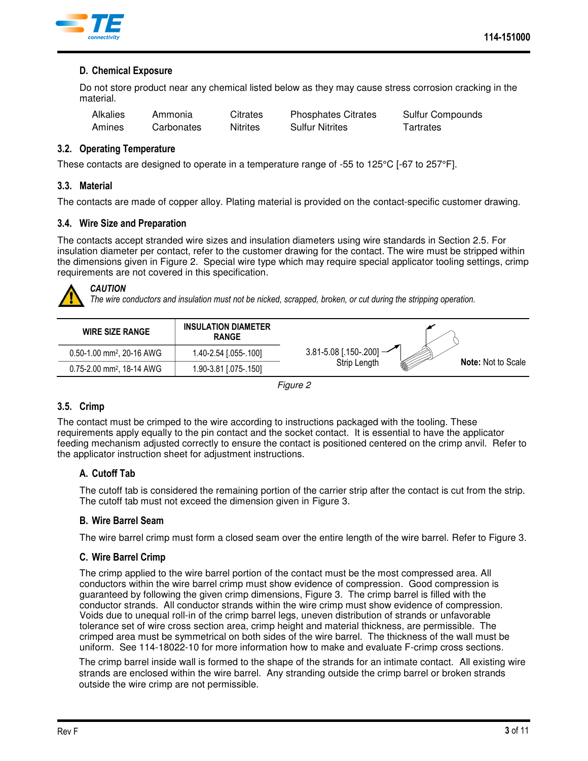#### D. Chemical Exposure

Do not store product near any chemical listed below as they may cause stress corrosion cracking in the material.

| | | | | |
|---|---|---|---|---|
| Alkalies | Ammonia | Citrates | Phosphates Citrates | Sulfur Compounds |
| Amines | Carbonates | Nitrites | Sulfur Nitrites | Tartrates |

### 3.2. Operating Temperature

These contacts are designed to operate in a temperature range of -55 to 125°C [-67 to 257°F].

### 3.3. Material

The contacts are made of copper alloy. Plating material is provided on the contact-specific customer drawing.

### 3.4. Wire Size and Preparation

The contacts accept stranded wire sizes and insulation diameters using wire standards in Section 2.5. For insulation diameter per contact, refer to the customer drawing for the contact. The wire must be stripped within the dimensions given in Figure 2. Special wire type which may require special applicator tooling settings, crimp requirements are not covered in this specification.

> ***CAUTION***
> *The wire conductors and insulation must not be nicked, scrapped, broken, or cut during the stripping operation.*

| WIRE SIZE RANGE | INSULATION DIAMETER RANGE |
|---|---|
| 0.50-1.00 mm$^2$, 20-16 AWG | 1.40-2.54 [.055-.100] |
| 0.75-2.00 mm$^2$, 18-14 AWG | 1.90-3.81 [.075-.150] |

3.81-5.08 [.150-.200] Strip Length

**Note:** Not to Scale

*Figure 2*

### 3.5. Crimp

The contact must be crimped to the wire according to instructions packaged with the tooling. These requirements apply equally to the pin contact and the socket contact. It is essential to have the applicator feeding mechanism adjusted correctly to ensure the contact is positioned centered on the crimp anvil. Refer to the applicator instruction sheet for adjustment instructions.

#### A. Cutoff Tab

The cutoff tab is considered the remaining portion of the carrier strip after the contact is cut from the strip. The cutoff tab must not exceed the dimension given in Figure 3.

#### B. Wire Barrel Seam

The wire barrel crimp must form a closed seam over the entire length of the wire barrel. Refer to Figure 3.

#### C. Wire Barrel Crimp

The crimp applied to the wire barrel portion of the contact must be the most compressed area. All conductors within the wire barrel crimp must show evidence of compression. Good compression is guaranteed by following the given crimp dimensions, Figure 3. The crimp barrel is filled with the conductor strands. All conductor strands within the wire crimp must show evidence of compression. Voids due to unequal roll-in of the crimp barrel legs, uneven distribution of strands or unfavorable tolerance set of wire cross section area, crimp height and material thickness, are permissible. The crimped area must be symmetrical on both sides of the wire barrel. The thickness of the wall must be uniform. See 114-18022-10 for more information how to make and evaluate F-crimp cross sections.

The crimp barrel inside wall is formed to the shape of the strands for an intimate contact. All existing wire strands are enclosed within the wire barrel. Any stranding outside the crimp barrel or broken strands outside the wire crimp are not permissible.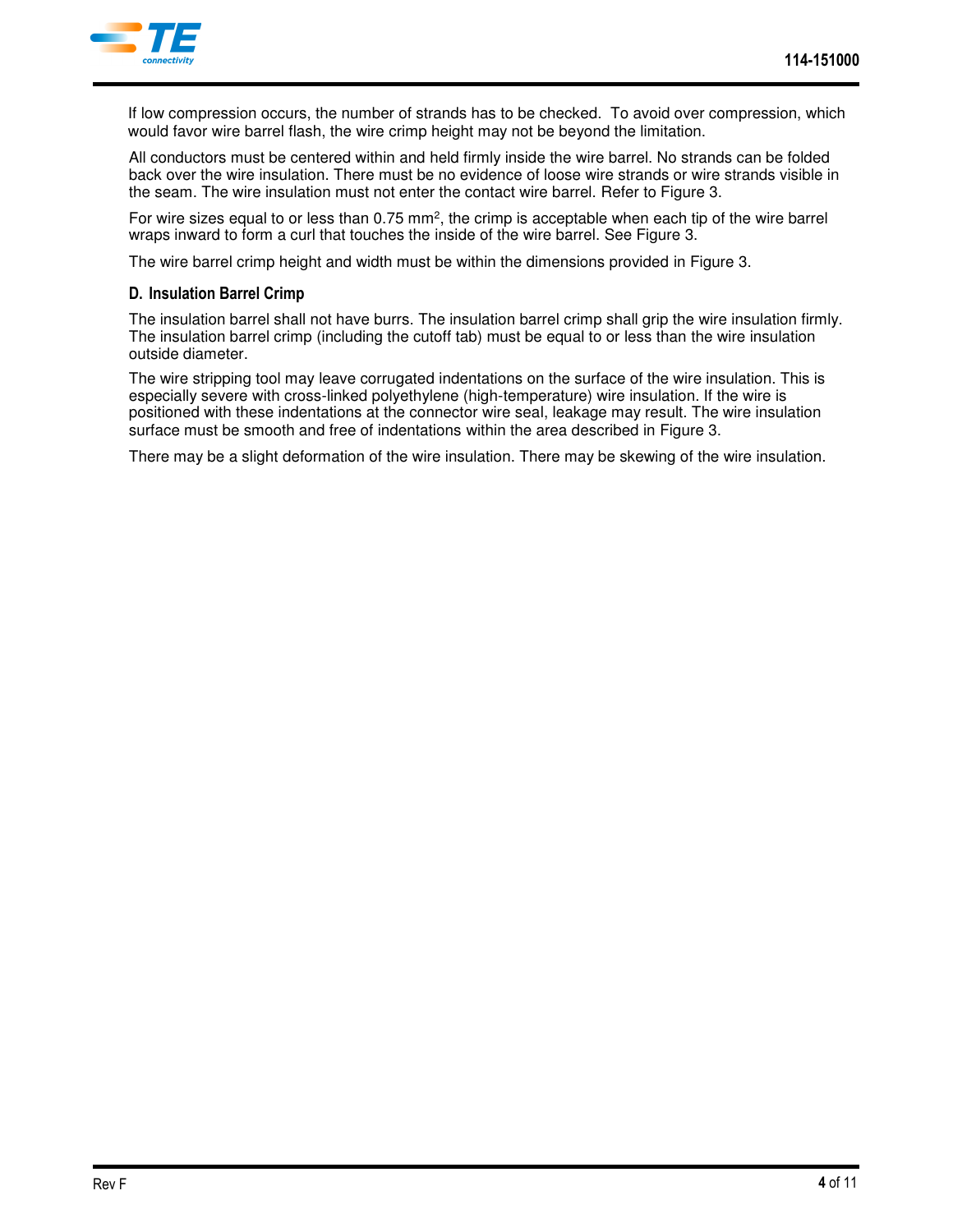If low compression occurs, the number of strands has to be checked.  To avoid over compression, which would favor wire barrel flash, the wire crimp height may not be beyond the limitation.

All conductors must be centered within and held firmly inside the wire barrel. No strands can be folded back over the wire insulation. There must be no evidence of loose wire strands or wire strands visible in the seam. The wire insulation must not enter the contact wire barrel. Refer to Figure 3.

For wire sizes equal to or less than 0.75 $mm^2$, the crimp is acceptable when each tip of the wire barrel wraps inward to form a curl that touches the inside of the wire barrel. See Figure 3.

The wire barrel crimp height and width must be within the dimensions provided in Figure 3.

### D. Insulation Barrel Crimp

The insulation barrel shall not have burrs. The insulation barrel crimp shall grip the wire insulation firmly. The insulation barrel crimp (including the cutoff tab) must be equal to or less than the wire insulation outside diameter.

The wire stripping tool may leave corrugated indentations on the surface of the wire insulation. This is especially severe with cross-linked polyethylene (high-temperature) wire insulation. If the wire is positioned with these indentations at the connector wire seal, leakage may result. The wire insulation surface must be smooth and free of indentations within the area described in Figure 3.

There may be a slight deformation of the wire insulation. There may be skewing of the wire insulation.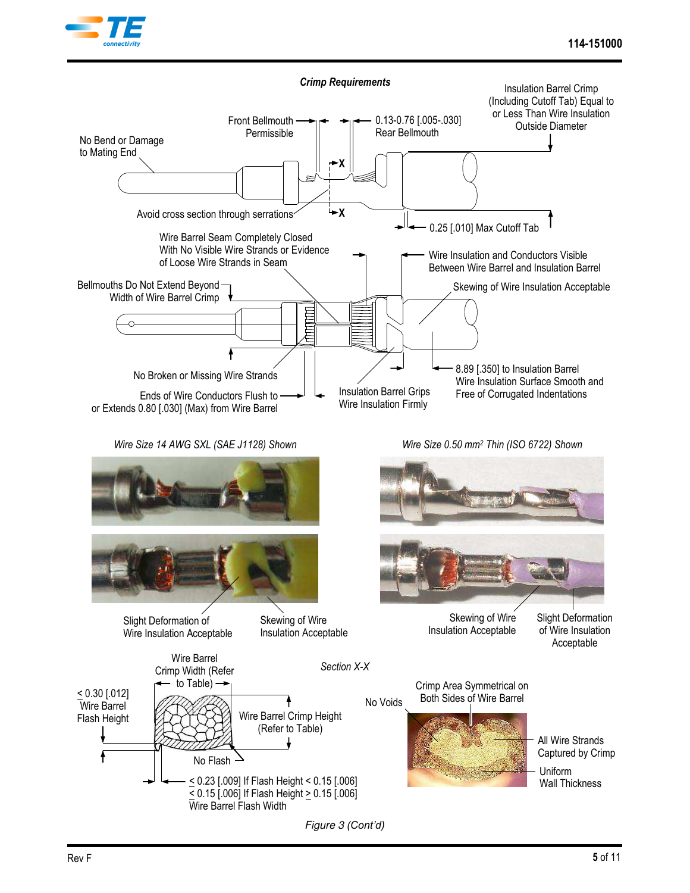*Crimp Requirements*

No Bend or Damage to Mating End

Front Bellmouth Permissible

0.13-0.76 [.005-.030] Rear Bellmouth

Insulation Barrel Crimp (Including Cutoff Tab) Equal to or Less Than Wire Insulation Outside Diameter

Avoid cross section through serrations

0.25 [.010] Max Cutoff Tab

Wire Barrel Seam Completely Closed With No Visible Wire Strands or Evidence of Loose Wire Strands in Seam

Wire Insulation and Conductors Visible Between Wire Barrel and Insulation Barrel

Bellmouths Do Not Extend Beyond Width of Wire Barrel Crimp

Skewing of Wire Insulation Acceptable

No Broken or Missing Wire Strands

8.89 [.350] to Insulation Barrel Wire Insulation Surface Smooth and Free of Corrugated Indentations

Ends of Wire Conductors Flush to or Extends 0.80 [.030] (Max) from Wire Barrel

Insulation Barrel Grips Wire Insulation Firmly

*Wire Size 14 AWG SXL (SAE J1128) Shown*

*Wire Size 0.50 mm² Thin (ISO 6722) Shown*

Slight Deformation of Wire Insulation Acceptable

Skewing of Wire Insulation Acceptable

Skewing of Wire Insulation Acceptable

Slight Deformation of Wire Insulation Acceptable

*Section X-X*

≤ 0.30 [.012] Wire Barrel Flash Height

Wire Barrel Crimp Width (Refer to Table)

Wire Barrel Crimp Height (Refer to Table)

No Flash

≤ 0.23 [.009] If Flash Height < 0.15 [.006]
≤ 0.15 [.006] If Flash Height ≥ 0.15 [.006]
Wire Barrel Flash Width

No Voids

Crimp Area Symmetrical on Both Sides of Wire Barrel

All Wire Strands Captured by Crimp

Uniform Wall Thickness

*Figure 3 (Cont'd)*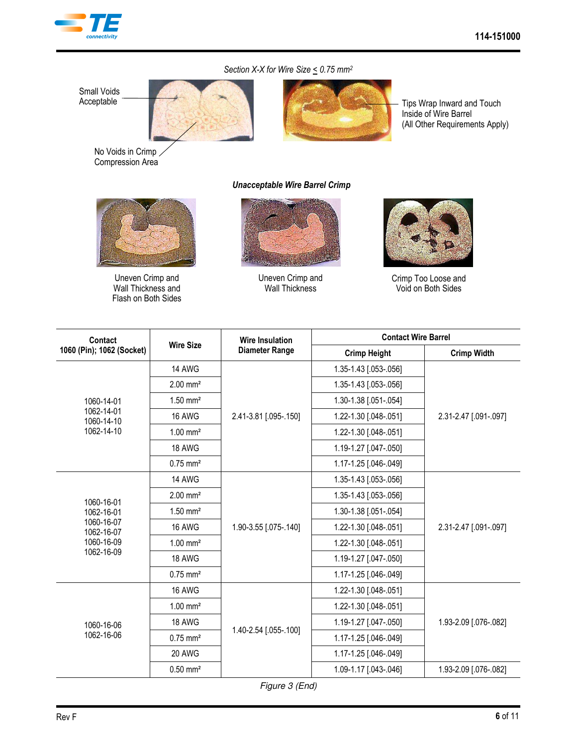*Section X-X for Wire Size ≤ 0.75 mm²*

Small Voids Acceptable

No Voids in Crimp Compression Area

Tips Wrap Inward and Touch Inside of Wire Barrel (All Other Requirements Apply)

***Unacceptable Wire Barrel Crimp***

Uneven Crimp and Wall Thickness and Flash on Both Sides

Uneven Crimp and Wall Thickness

Crimp Too Loose and Void on Both Sides

| Contact 1060 (Pin); 1062 (Socket) | Wire Size | Wire Insulation Diameter Range | Contact Wire Barrel | |
|---|---|---|---|---|
| | | | Crimp Height | Crimp Width |
| 1060-14-01<br>1062-14-01<br>1060-14-10<br>1062-14-10 | 14 AWG | 2.41-3.81 [.095-.150] | 1.35-1.43 [.053-.056] | 2.31-2.47 [.091-.097] |
| | 2.00 mm² | | 1.35-1.43 [.053-.056] | |
| | 1.50 mm² | | 1.30-1.38 [.051-.054] | |
| | 16 AWG | | 1.22-1.30 [.048-.051] | |
| | 1.00 mm² | | 1.22-1.30 [.048-.051] | |
| | 18 AWG | | 1.19-1.27 [.047-.050] | |
| | 0.75 mm² | | 1.17-1.25 [.046-.049] | |
| 1060-16-01<br>1062-16-01<br>1060-16-07<br>1062-16-07<br>1060-16-09<br>1062-16-09 | 14 AWG | 1.90-3.55 [.075-.140] | 1.35-1.43 [.053-.056] | 2.31-2.47 [.091-.097] |
| | 2.00 mm² | | 1.35-1.43 [.053-.056] | |
| | 1.50 mm² | | 1.30-1.38 [.051-.054] | |
| | 16 AWG | | 1.22-1.30 [.048-.051] | |
| | 1.00 mm² | | 1.22-1.30 [.048-.051] | |
| | 18 AWG | | 1.19-1.27 [.047-.050] | |
| | 0.75 mm² | | 1.17-1.25 [.046-.049] | |
| 1060-16-06<br>1062-16-06 | 16 AWG | 1.40-2.54 [.055-.100] | 1.22-1.30 [.048-.051] | 1.93-2.09 [.076-.082] |
| | 1.00 mm² | | 1.22-1.30 [.048-.051] | |
| | 18 AWG | | 1.19-1.27 [.047-.050] | |
| | 0.75 mm² | | 1.17-1.25 [.046-.049] | |
| | 20 AWG | | 1.17-1.25 [.046-.049] | |
| | 0.50 mm² | | 1.09-1.17 [.043-.046] | 1.93-2.09 [.076-.082] |

*Figure 3 (End)*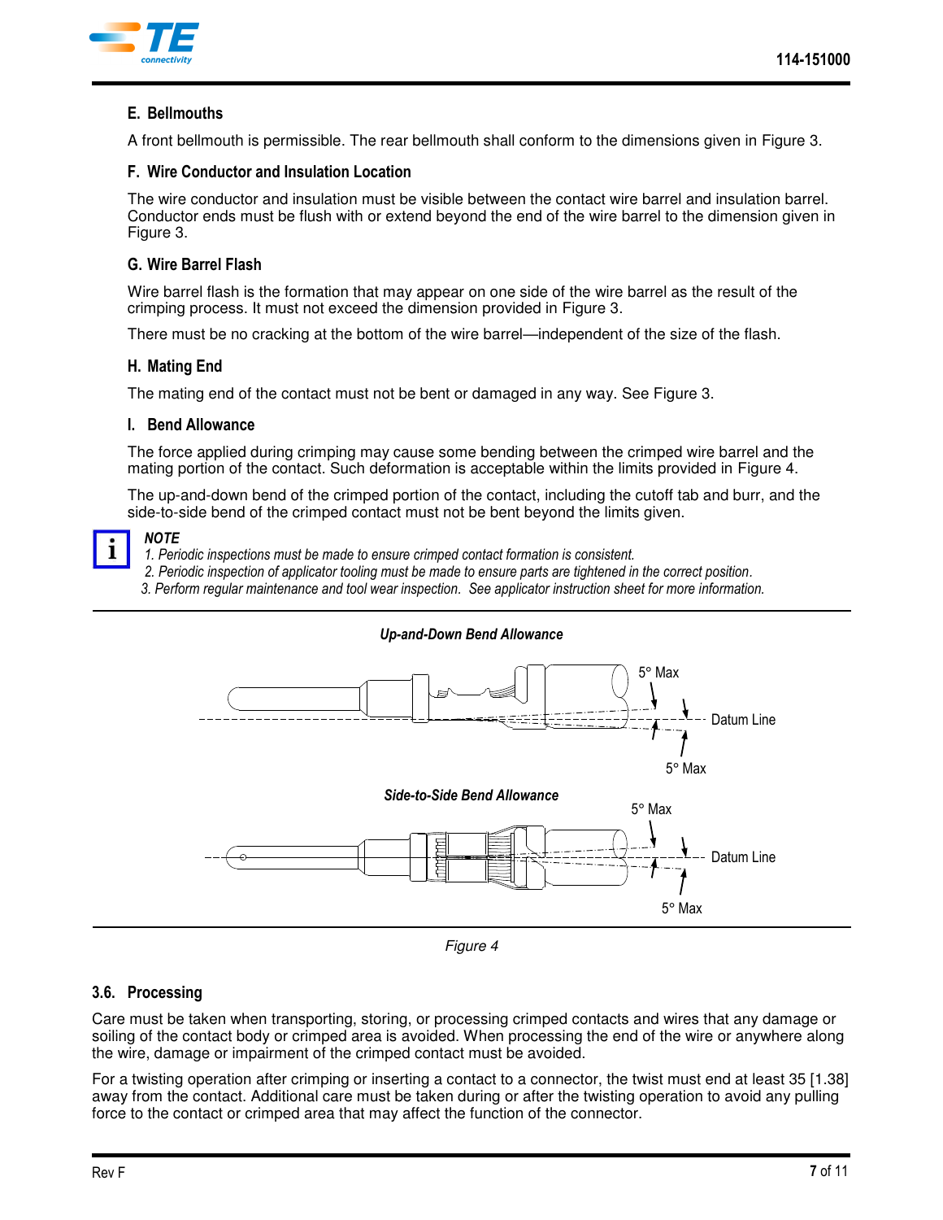### E. Bellmouths

A front bellmouth is permissible. The rear bellmouth shall conform to the dimensions given in Figure 3.

### F. Wire Conductor and Insulation Location

The wire conductor and insulation must be visible between the contact wire barrel and insulation barrel. Conductor ends must be flush with or extend beyond the end of the wire barrel to the dimension given in Figure 3.

### G. Wire Barrel Flash

Wire barrel flash is the formation that may appear on one side of the wire barrel as the result of the crimping process. It must not exceed the dimension provided in Figure 3.

There must be no cracking at the bottom of the wire barrel—independent of the size of the flash.

### H. Mating End

The mating end of the contact must not be bent or damaged in any way. See Figure 3.

### I. Bend Allowance

The force applied during crimping may cause some bending between the crimped wire barrel and the mating portion of the contact. Such deformation is acceptable within the limits provided in Figure 4.

The up-and-down bend of the crimped portion of the contact, including the cutoff tab and burr, and the side-to-side bend of the crimped contact must not be bent beyond the limits given.

> ***NOTE***
> *1. Periodic inspections must be made to ensure crimped contact formation is consistent.*
> *2. Periodic inspection of applicator tooling must be made to ensure parts are tightened in the correct position.*
> *3. Perform regular maintenance and tool wear inspection. See applicator instruction sheet for more information.*

***Up-and-Down Bend Allowance***

5° Max — Datum Line — 5° Max

***Side-to-Side Bend Allowance***

5° Max — Datum Line — 5° Max

*Figure 4*

## 3.6. Processing

Care must be taken when transporting, storing, or processing crimped contacts and wires that any damage or soiling of the contact body or crimped area is avoided. When processing the end of the wire or anywhere along the wire, damage or impairment of the crimped contact must be avoided.

For a twisting operation after crimping or inserting a contact to a connector, the twist must end at least 35 [1.38] away from the contact. Additional care must be taken during or after the twisting operation to avoid any pulling force to the contact or crimped area that may affect the function of the connector.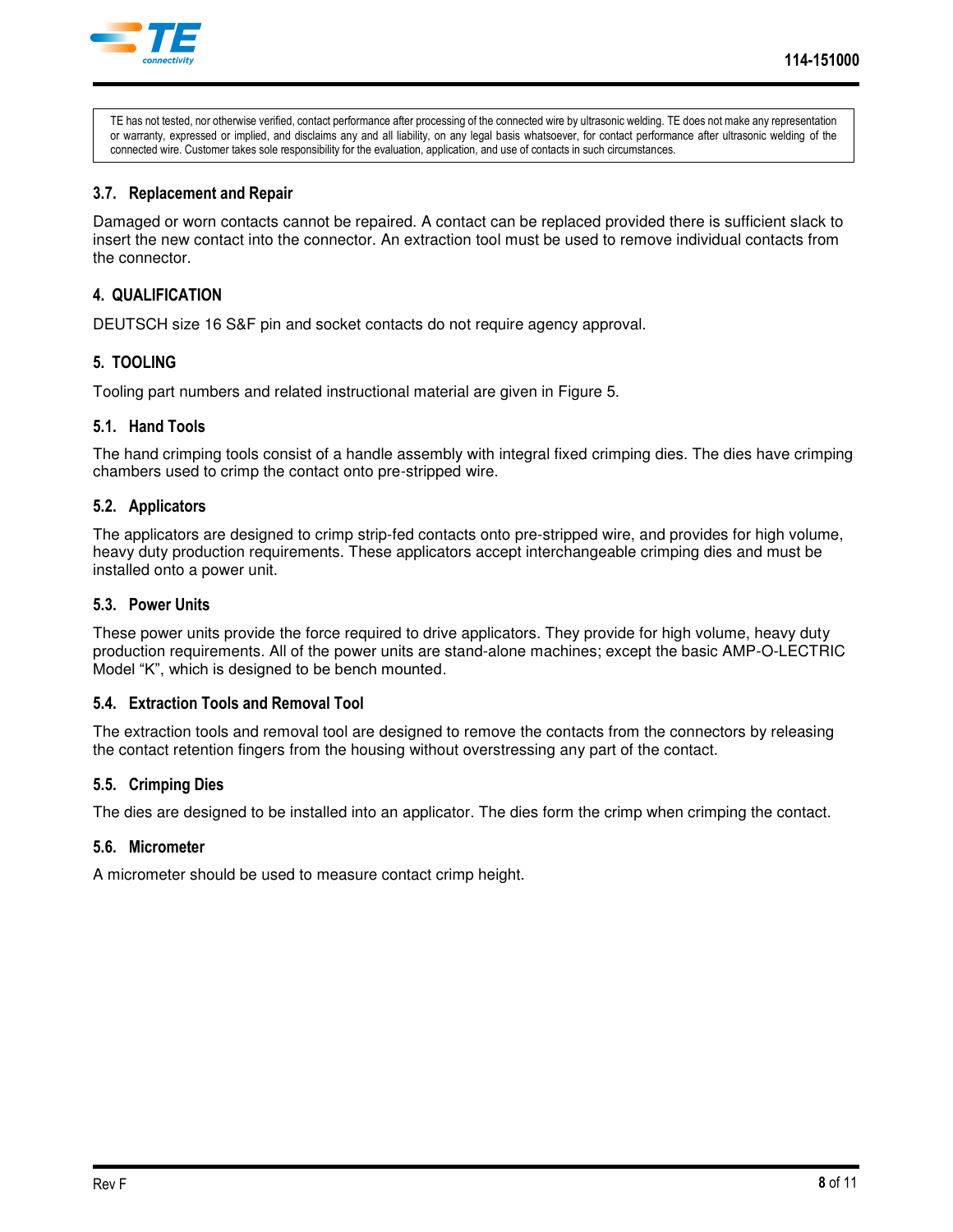TE has not tested, nor otherwise verified, contact performance after processing of the connected wire by ultrasonic welding. TE does not make any representation or warranty, expressed or implied, and disclaims any and all liability, on any legal basis whatsoever, for contact performance after ultrasonic welding of the connected wire. Customer takes sole responsibility for the evaluation, application, and use of contacts in such circumstances.

### 3.7. Replacement and Repair

Damaged or worn contacts cannot be repaired. A contact can be replaced provided there is sufficient slack to insert the new contact into the connector. An extraction tool must be used to remove individual contacts from the connector.

## 4. QUALIFICATION

DEUTSCH size 16 S&F pin and socket contacts do not require agency approval.

## 5. TOOLING

Tooling part numbers and related instructional material are given in Figure 5.

### 5.1. Hand Tools

The hand crimping tools consist of a handle assembly with integral fixed crimping dies. The dies have crimping chambers used to crimp the contact onto pre-stripped wire.

### 5.2. Applicators

The applicators are designed to crimp strip-fed contacts onto pre-stripped wire, and provides for high volume, heavy duty production requirements. These applicators accept interchangeable crimping dies and must be installed onto a power unit.

### 5.3. Power Units

These power units provide the force required to drive applicators. They provide for high volume, heavy duty production requirements. All of the power units are stand-alone machines; except the basic AMP-O-LECTRIC Model "K", which is designed to be bench mounted.

### 5.4. Extraction Tools and Removal Tool

The extraction tools and removal tool are designed to remove the contacts from the connectors by releasing the contact retention fingers from the housing without overstressing any part of the contact.

### 5.5. Crimping Dies

The dies are designed to be installed into an applicator. The dies form the crimp when crimping the contact.

### 5.6. Micrometer

A micrometer should be used to measure contact crimp height.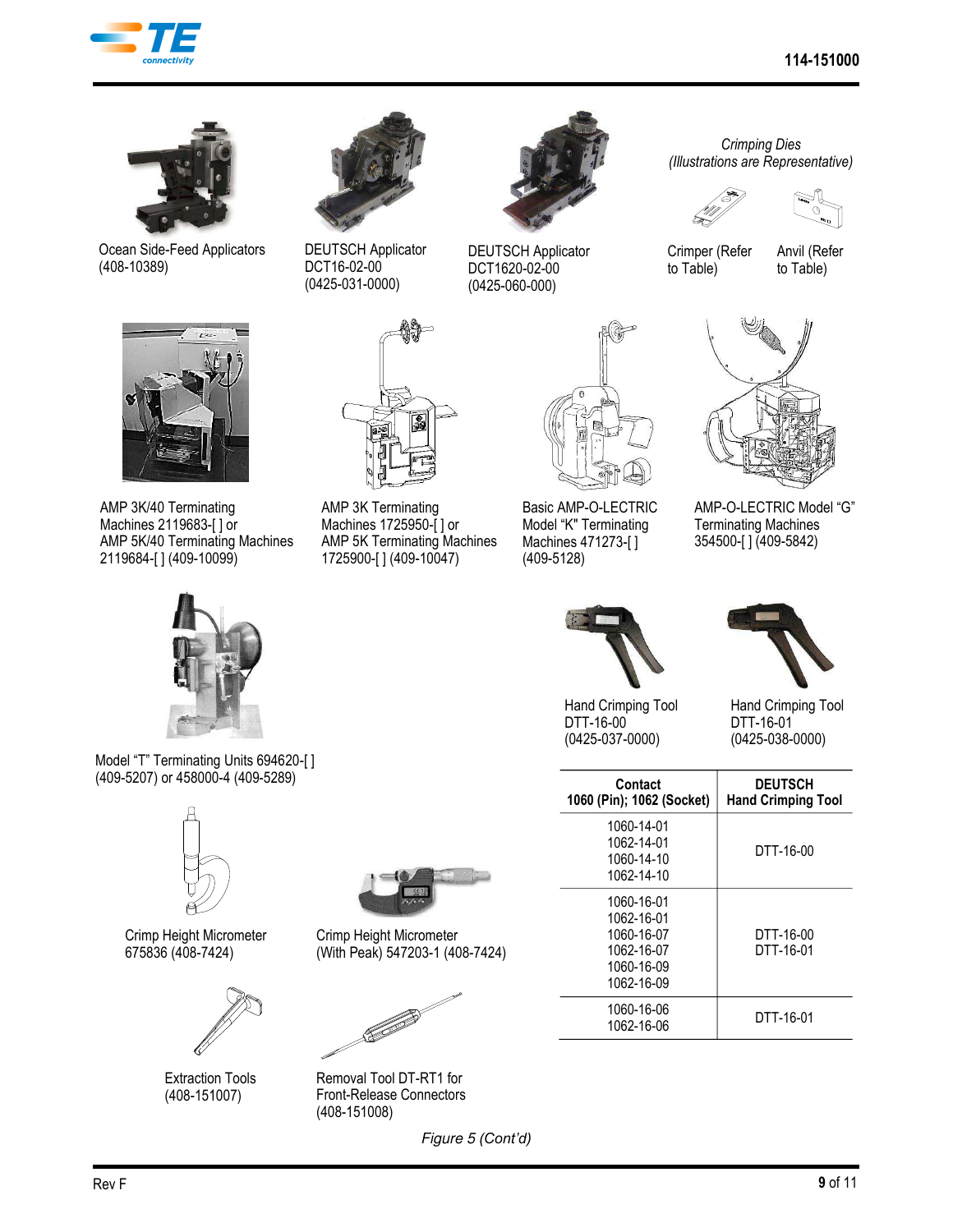Ocean Side-Feed Applicators (408-10389)

DEUTSCH Applicator DCT16-02-00 (0425-031-0000)

DEUTSCH Applicator DCT1620-02-00 (0425-060-000)

*Crimping Dies (Illustrations are Representative)*

Crimper (Refer to Table)

Anvil (Refer to Table)

AMP 3K/40 Terminating Machines 2119683-[ ] or AMP 5K/40 Terminating Machines 2119684-[ ] (409-10099)

AMP 3K Terminating Machines 1725950-[ ] or AMP 5K Terminating Machines 1725900-[ ] (409-10047)

Basic AMP-O-LECTRIC Model "K" Terminating Machines 471273-[ ] (409-5128)

AMP-O-LECTRIC Model "G" Terminating Machines 354500-[ ] (409-5842)

Model "T" Terminating Units 694620-[ ] (409-5207) or 458000-4 (409-5289)

Hand Crimping Tool DTT-16-00 (0425-037-0000)

Hand Crimping Tool DTT-16-01 (0425-038-0000)

| Contact 1060 (Pin); 1062 (Socket) | DEUTSCH Hand Crimping Tool |
|---|---|
| 1060-14-01<br>1062-14-01<br>1060-14-10<br>1062-14-10 | DTT-16-00 |
| 1060-16-01<br>1062-16-01<br>1060-16-07<br>1062-16-07<br>1060-16-09<br>1062-16-09 | DTT-16-00<br>DTT-16-01 |
| 1060-16-06<br>1062-16-06 | DTT-16-01 |

Crimp Height Micrometer 675836 (408-7424)

Crimp Height Micrometer (With Peak) 547203-1 (408-7424)

Extraction Tools (408-151007)

Removal Tool DT-RT1 for Front-Release Connectors (408-151008)

*Figure 5 (Cont'd)*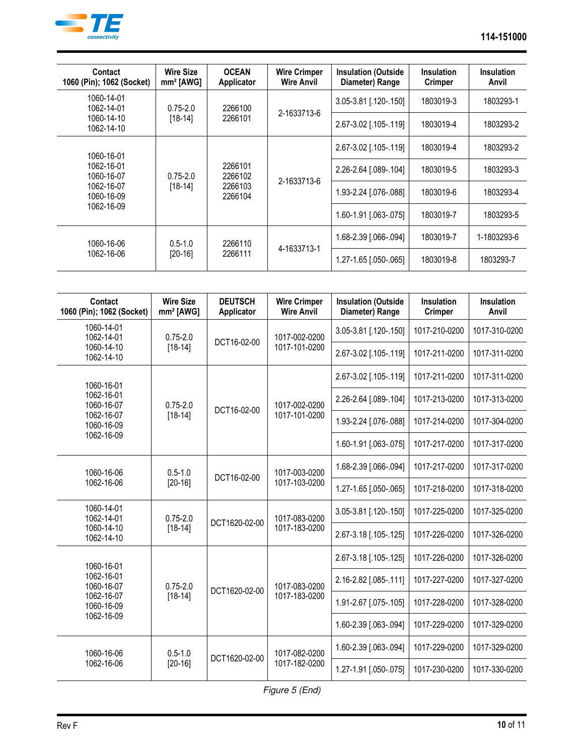| Contact 1060 (Pin); 1062 (Socket) | Wire Size mm² [AWG] | OCEAN Applicator | Wire Crimper Wire Anvil | Insulation (Outside Diameter) Range | Insulation Crimper | Insulation Anvil |
|---|---|---|---|---|---|---|
| 1060-14-01<br>1062-14-01<br>1060-14-10<br>1062-14-10 | 0.75-2.0<br>[18-14] | 2266100<br>2266101 | 2-1633713-6 | 3.05-3.81 [.120-.150] | 1803019-3 | 1803293-1 |
| | | | | 2.67-3.02 [.105-.119] | 1803019-4 | 1803293-2 |
| 1060-16-01<br>1062-16-01<br>1060-16-07<br>1062-16-07<br>1060-16-09<br>1062-16-09 | 0.75-2.0<br>[18-14] | 2266101<br>2266102<br>2266103<br>2266104 | 2-1633713-6 | 2.67-3.02 [.105-.119] | 1803019-4 | 1803293-2 |
| | | | | 2.26-2.64 [.089-.104] | 1803019-5 | 1803293-3 |
| | | | | 1.93-2.24 [.076-.088] | 1803019-6 | 1803293-4 |
| | | | | 1.60-1.91 [.063-.075] | 1803019-7 | 1803293-5 |
| 1060-16-06<br>1062-16-06 | 0.5-1.0<br>[20-16] | 2266110<br>2266111 | 4-1633713-1 | 1.68-2.39 [.066-.094] | 1803019-7 | 1-1803293-6 |
| | | | | 1.27-1.65 [.050-.065] | 1803019-8 | 1803293-7 |

| Contact 1060 (Pin); 1062 (Socket) | Wire Size mm² [AWG] | DEUTSCH Applicator | Wire Crimper Wire Anvil | Insulation (Outside Diameter) Range | Insulation Crimper | Insulation Anvil |
|---|---|---|---|---|---|---|
| 1060-14-01<br>1062-14-01<br>1060-14-10<br>1062-14-10 | 0.75-2.0<br>[18-14] | DCT16-02-00 | 1017-002-0200<br>1017-101-0200 | 3.05-3.81 [.120-.150] | 1017-210-0200 | 1017-310-0200 |
| | | | | 2.67-3.02 [.105-.119] | 1017-211-0200 | 1017-311-0200 |
| 1060-16-01<br>1062-16-01<br>1060-16-07<br>1062-16-07<br>1060-16-09<br>1062-16-09 | 0.75-2.0<br>[18-14] | DCT16-02-00 | 1017-002-0200<br>1017-101-0200 | 2.67-3.02 [.105-.119] | 1017-211-0200 | 1017-311-0200 |
| | | | | 2.26-2.64 [.089-.104] | 1017-213-0200 | 1017-313-0200 |
| | | | | 1.93-2.24 [.076-.088] | 1017-214-0200 | 1017-304-0200 |
| | | | | 1.60-1.91 [.063-.075] | 1017-217-0200 | 1017-317-0200 |
| 1060-16-06<br>1062-16-06 | 0.5-1.0<br>[20-16] | DCT16-02-00 | 1017-003-0200<br>1017-103-0200 | 1.68-2.39 [.066-.094] | 1017-217-0200 | 1017-317-0200 |
| | | | | 1.27-1.65 [.050-.065] | 1017-218-0200 | 1017-318-0200 |
| 1060-14-01<br>1062-14-01<br>1060-14-10<br>1062-14-10 | 0.75-2.0<br>[18-14] | DCT1620-02-00 | 1017-083-0200<br>1017-183-0200 | 3.05-3.81 [.120-.150] | 1017-225-0200 | 1017-325-0200 |
| | | | | 2.67-3.18 [.105-.125] | 1017-226-0200 | 1017-326-0200 |
| 1060-16-01<br>1062-16-01<br>1060-16-07<br>1062-16-07<br>1060-16-09<br>1062-16-09 | 0.75-2.0<br>[18-14] | DCT1620-02-00 | 1017-083-0200<br>1017-183-0200 | 2.67-3.18 [.105-.125] | 1017-226-0200 | 1017-326-0200 |
| | | | | 2.16-2.82 [.085-.111] | 1017-227-0200 | 1017-327-0200 |
| | | | | 1.91-2.67 [.075-.105] | 1017-228-0200 | 1017-328-0200 |
| | | | | 1.60-2.39 [.063-.094] | 1017-229-0200 | 1017-329-0200 |
| 1060-16-06<br>1062-16-06 | 0.5-1.0<br>[20-16] | DCT1620-02-00 | 1017-082-0200<br>1017-182-0200 | 1.60-2.39 [.063-.094] | 1017-229-0200 | 1017-329-0200 |
| | | | | 1.27-1.91 [.050-.075] | 1017-230-0200 | 1017-330-0200 |

*Figure 5 (End)*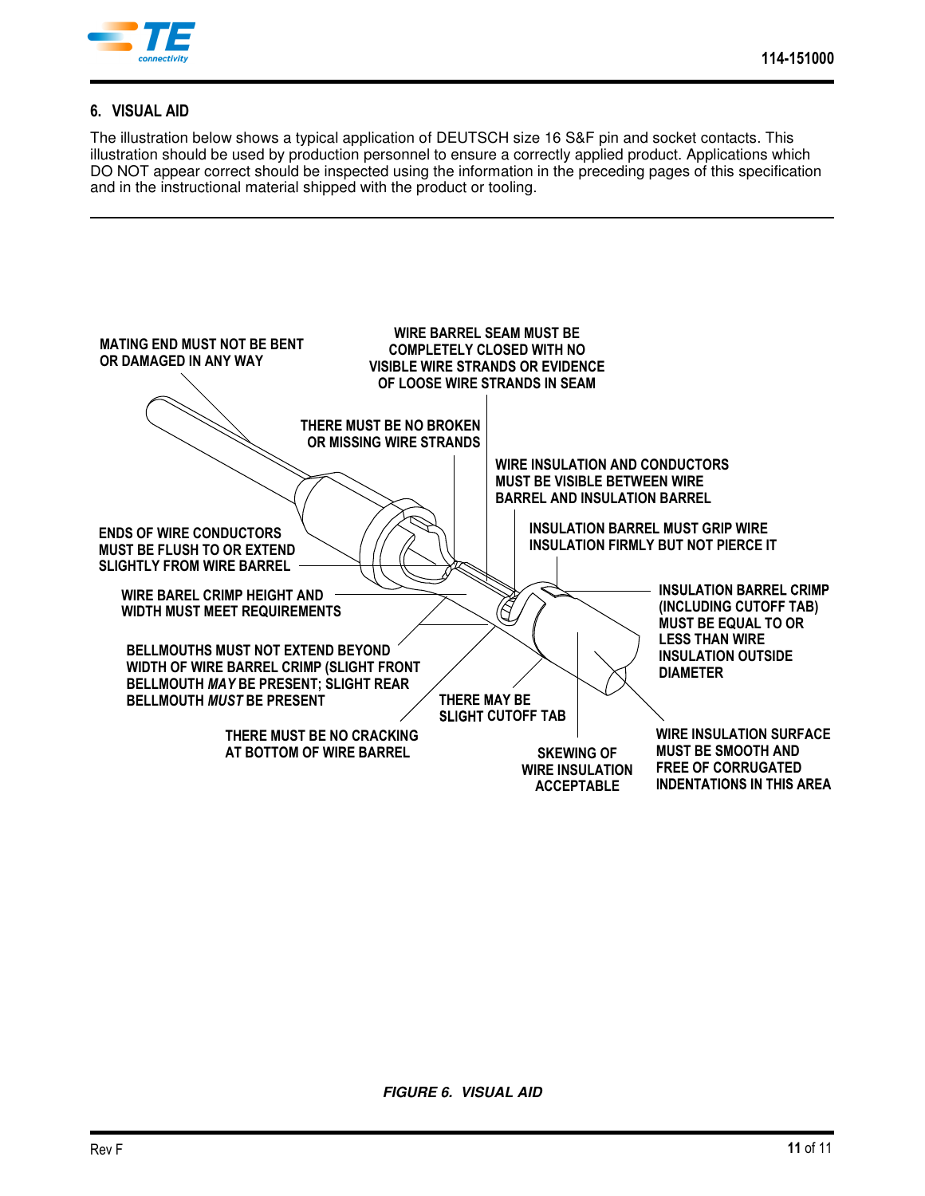## 6. VISUAL AID

The illustration below shows a typical application of DEUTSCH size 16 S&F pin and socket contacts. This illustration should be used by production personnel to ensure a correctly applied product. Applications which DO NOT appear correct should be inspected using the information in the preceding pages of this specification and in the instructional material shipped with the product or tooling.

---

MATING END MUST NOT BE BENT OR DAMAGED IN ANY WAY

WIRE BARREL SEAM MUST BE COMPLETELY CLOSED WITH NO VISIBLE WIRE STRANDS OR EVIDENCE OF LOOSE WIRE STRANDS IN SEAM

THERE MUST BE NO BROKEN OR MISSING WIRE STRANDS

WIRE INSULATION AND CONDUCTORS MUST BE VISIBLE BETWEEN WIRE BARREL AND INSULATION BARREL

INSULATION BARREL MUST GRIP WIRE INSULATION FIRMLY BUT NOT PIERCE IT

ENDS OF WIRE CONDUCTORS MUST BE FLUSH TO OR EXTEND SLIGHTLY FROM WIRE BARREL

WIRE BAREL CRIMP HEIGHT AND WIDTH MUST MEET REQUIREMENTS

INSULATION BARREL CRIMP (INCLUDING CUTOFF TAB) MUST BE EQUAL TO OR LESS THAN WIRE INSULATION OUTSIDE DIAMETER

BELLMOUTHS MUST NOT EXTEND BEYOND WIDTH OF WIRE BARREL CRIMP (SLIGHT FRONT BELLMOUTH *MAY* BE PRESENT; SLIGHT REAR BELLMOUTH *MUST* BE PRESENT

THERE MAY BE SLIGHT CUTOFF TAB

THERE MUST BE NO CRACKING AT BOTTOM OF WIRE BARREL

SKEWING OF WIRE INSULATION ACCEPTABLE

WIRE INSULATION SURFACE MUST BE SMOOTH AND FREE OF CORRUGATED INDENTATIONS IN THIS AREA

*FIGURE 6. VISUAL AID*